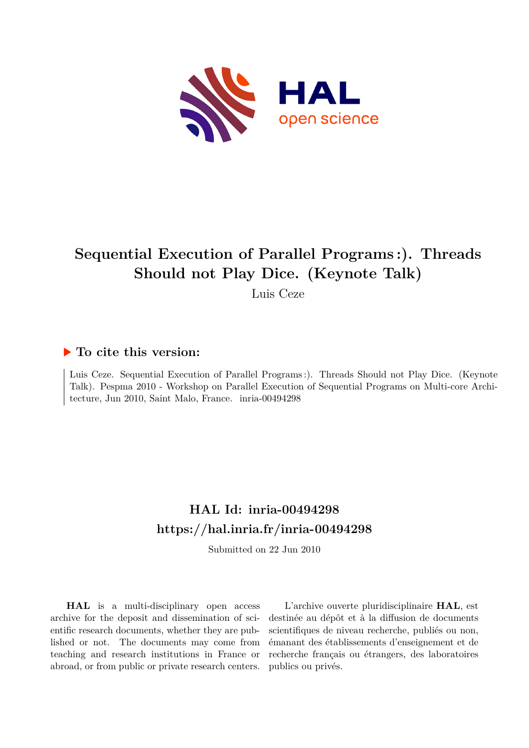# Sequential Execution of Parallel Programs :). Threads Should not Play Dice. (Keynote Talk)

Luis Ceze

## ▶ To cite this version:

Luis Ceze. Sequential Execution of Parallel Programs :). Threads Should not Play Dice. (Keynote Talk). Pespma 2010 - Workshop on Parallel Execution of Sequential Programs on Multi-core Architecture, Jun 2010, Saint Malo, France. inria-00494298

## HAL Id: inria-00494298
## https://hal.inria.fr/inria-00494298

Submitted on 22 Jun 2010

**HAL** is a multi-disciplinary open access archive for the deposit and dissemination of scientific research documents, whether they are published or not. The documents may come from teaching and research institutions in France or abroad, or from public or private research centers.

L'archive ouverte pluridisciplinaire **HAL**, est destinée au dépôt et à la diffusion de documents scientifiques de niveau recherche, publiés ou non, émanant des établissements d'enseignement et de recherche français ou étrangers, des laboratoires publics ou privés.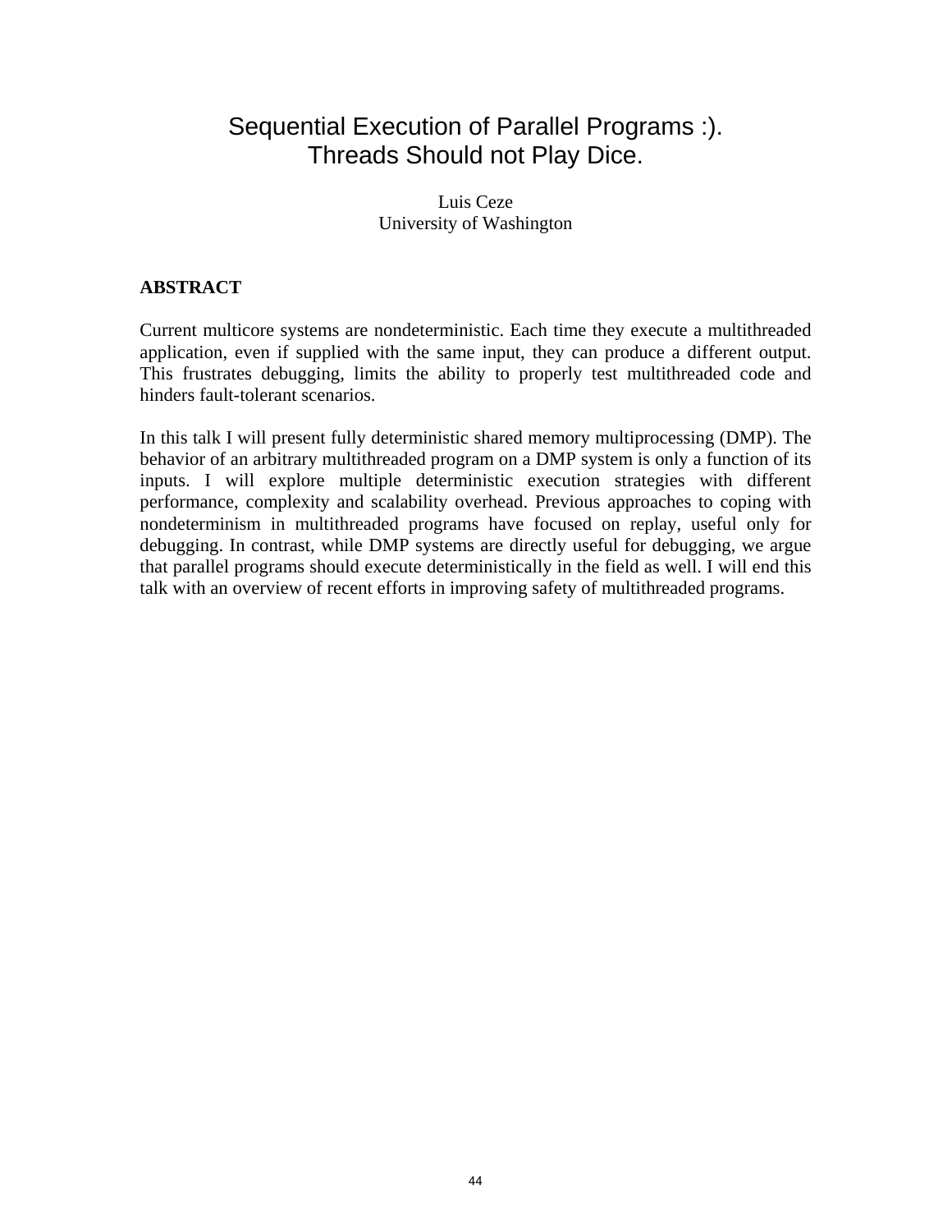# Sequential Execution of Parallel Programs :). Threads Should not Play Dice.

Luis Ceze
University of Washington

## ABSTRACT

Current multicore systems are nondeterministic. Each time they execute a multithreaded application, even if supplied with the same input, they can produce a different output. This frustrates debugging, limits the ability to properly test multithreaded code and hinders fault-tolerant scenarios.

In this talk I will present fully deterministic shared memory multiprocessing (DMP). The behavior of an arbitrary multithreaded program on a DMP system is only a function of its inputs. I will explore multiple deterministic execution strategies with different performance, complexity and scalability overhead. Previous approaches to coping with nondeterminism in multithreaded programs have focused on replay, useful only for debugging. In contrast, while DMP systems are directly useful for debugging, we argue that parallel programs should execute deterministically in the field as well. I will end this talk with an overview of recent efforts in improving safety of multithreaded programs.